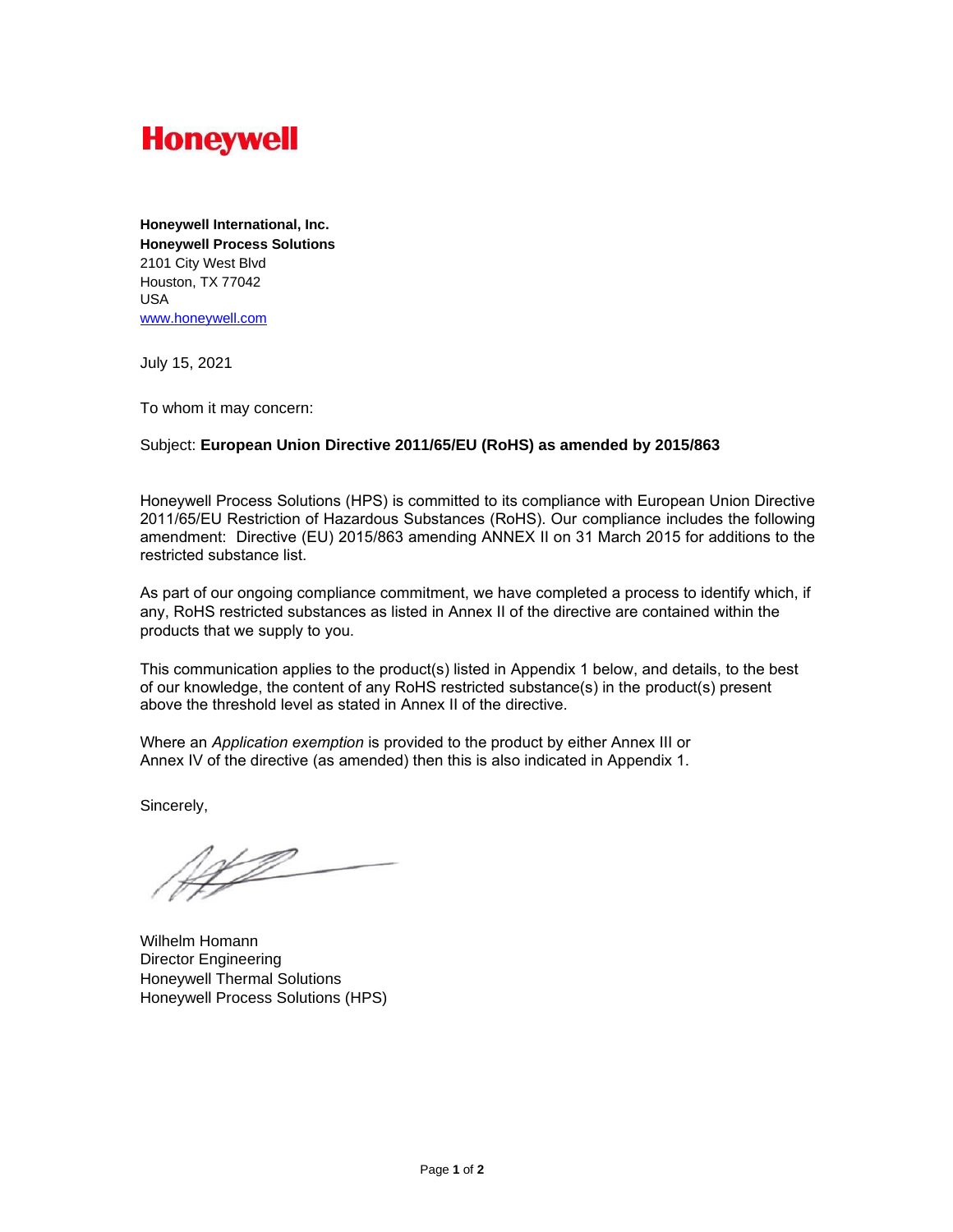**Honeywell**

**Honeywell International, Inc.**
**Honeywell Process Solutions**
2101 City West Blvd
Houston, TX 77042
USA
www.honeywell.com

July 15, 2021

To whom it may concern:

Subject: **European Union Directive 2011/65/EU (RoHS) as amended by 2015/863**

Honeywell Process Solutions (HPS) is committed to its compliance with European Union Directive 2011/65/EU Restriction of Hazardous Substances (RoHS). Our compliance includes the following amendment: Directive (EU) 2015/863 amending ANNEX II on 31 March 2015 for additions to the restricted substance list.

As part of our ongoing compliance commitment, we have completed a process to identify which, if any, RoHS restricted substances as listed in Annex II of the directive are contained within the products that we supply to you.

This communication applies to the product(s) listed in Appendix 1 below, and details, to the best of our knowledge, the content of any RoHS restricted substance(s) in the product(s) present above the threshold level as stated in Annex II of the directive.

Where an *Application exemption* is provided to the product by either Annex III or Annex IV of the directive (as amended) then this is also indicated in Appendix 1.

Sincerely,

Wilhelm Homann
Director Engineering
Honeywell Thermal Solutions
Honeywell Process Solutions (HPS)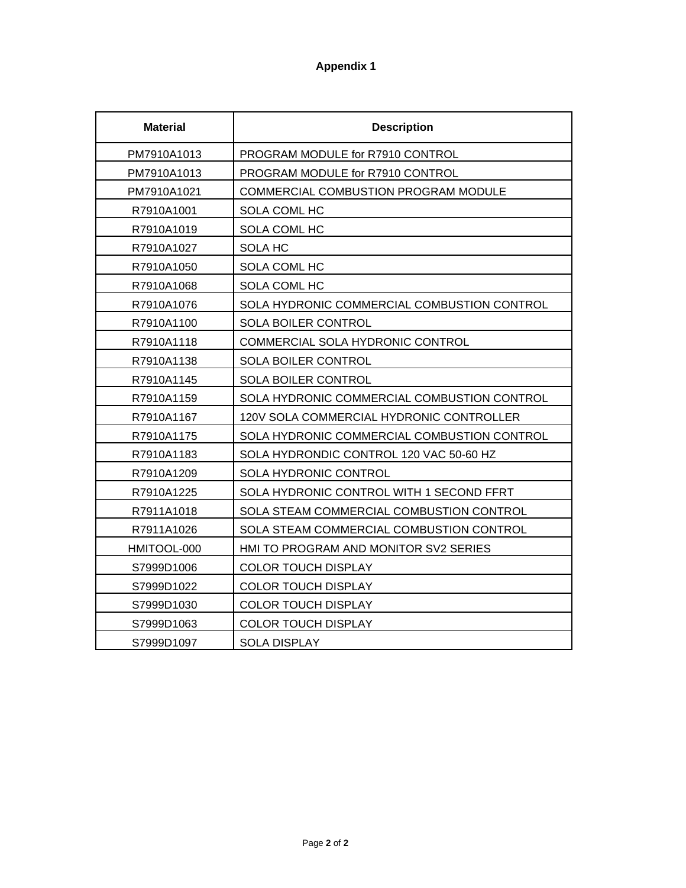# Appendix 1

| Material | Description |
|---|---|
| PM7910A1013 | PROGRAM MODULE for R7910 CONTROL |
| PM7910A1013 | PROGRAM MODULE for R7910 CONTROL |
| PM7910A1021 | COMMERCIAL COMBUSTION PROGRAM MODULE |
| R7910A1001 | SOLA COML HC |
| R7910A1019 | SOLA COML HC |
| R7910A1027 | SOLA HC |
| R7910A1050 | SOLA COML HC |
| R7910A1068 | SOLA COML HC |
| R7910A1076 | SOLA HYDRONIC COMMERCIAL COMBUSTION CONTROL |
| R7910A1100 | SOLA BOILER CONTROL |
| R7910A1118 | COMMERCIAL SOLA HYDRONIC CONTROL |
| R7910A1138 | SOLA BOILER CONTROL |
| R7910A1145 | SOLA BOILER CONTROL |
| R7910A1159 | SOLA HYDRONIC COMMERCIAL COMBUSTION CONTROL |
| R7910A1167 | 120V SOLA COMMERCIAL HYDRONIC CONTROLLER |
| R7910A1175 | SOLA HYDRONIC COMMERCIAL COMBUSTION CONTROL |
| R7910A1183 | SOLA HYDRONDIC CONTROL 120 VAC 50-60 HZ |
| R7910A1209 | SOLA HYDRONIC CONTROL |
| R7910A1225 | SOLA HYDRONIC CONTROL WITH 1 SECOND FFRT |
| R7911A1018 | SOLA STEAM COMMERCIAL COMBUSTION CONTROL |
| R7911A1026 | SOLA STEAM COMMERCIAL COMBUSTION CONTROL |
| HMITOOL-000 | HMI TO PROGRAM AND MONITOR SV2 SERIES |
| S7999D1006 | COLOR TOUCH DISPLAY |
| S7999D1022 | COLOR TOUCH DISPLAY |
| S7999D1030 | COLOR TOUCH DISPLAY |
| S7999D1063 | COLOR TOUCH DISPLAY |
| S7999D1097 | SOLA DISPLAY |